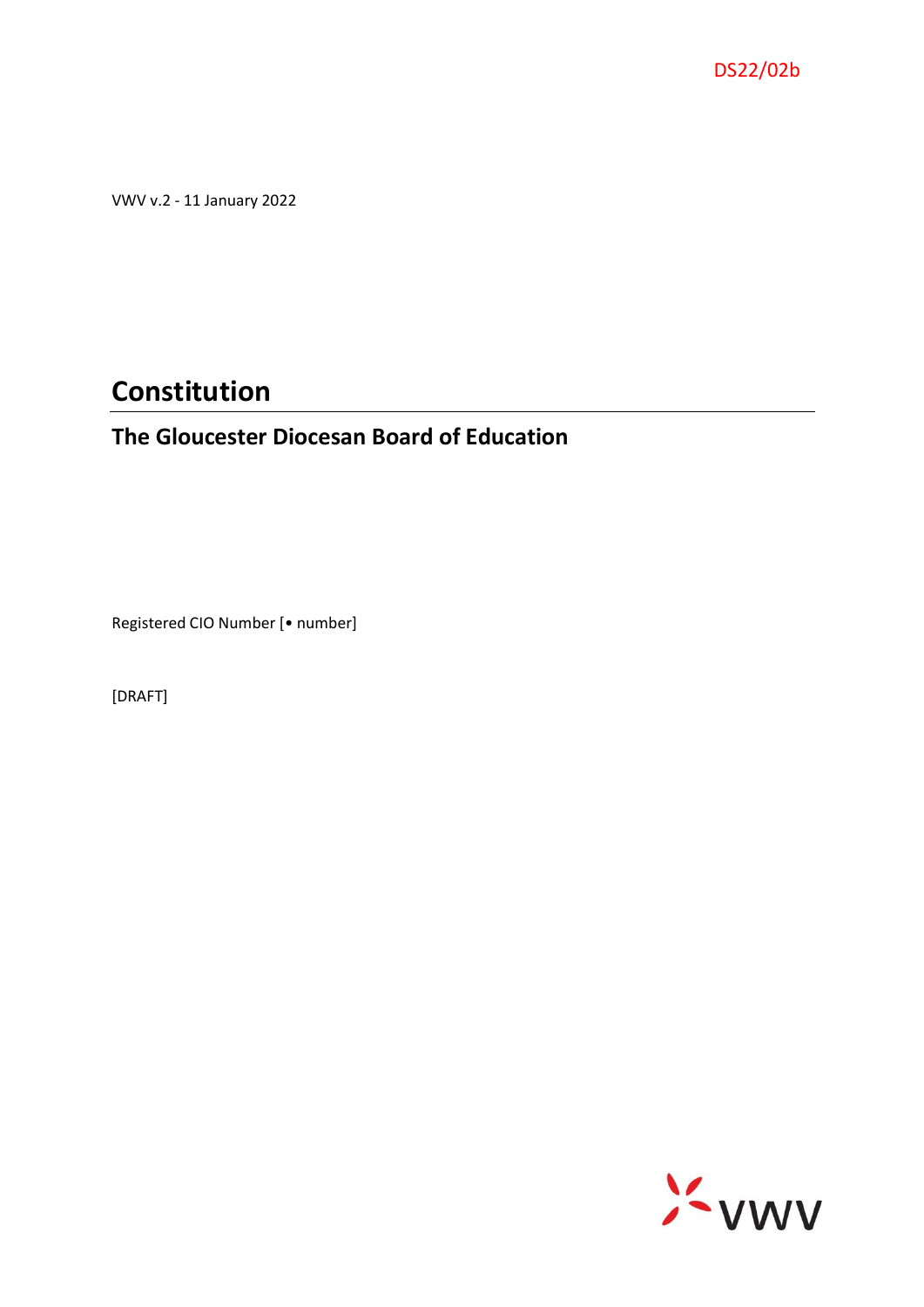DS22/02b

VWV v.2 - 11 January 2022

# Constitution

## The Gloucester Diocesan Board of Education

Registered CIO Number [• number]

[DRAFT]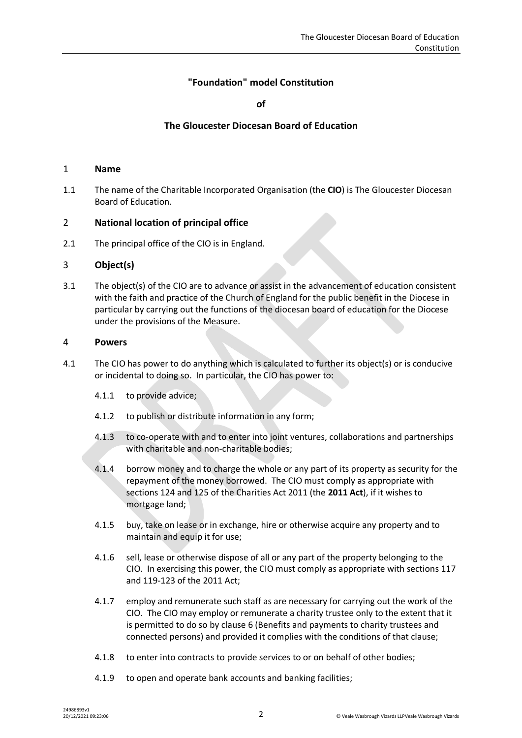# "Foundation" model Constitution

**of**

## The Gloucester Diocesan Board of Education

### 1 **Name**

1.1 The name of the Charitable Incorporated Organisation (the **CIO**) is The Gloucester Diocesan Board of Education.

### 2 **National location of principal office**

2.1 The principal office of the CIO is in England.

### 3 **Object(s)**

3.1 The object(s) of the CIO are to advance or assist in the advancement of education consistent with the faith and practice of the Church of England for the public benefit in the Diocese in particular by carrying out the functions of the diocesan board of education for the Diocese under the provisions of the Measure.

### 4 **Powers**

4.1 The CIO has power to do anything which is calculated to further its object(s) or is conducive or incidental to doing so. In particular, the CIO has power to:

4.1.1 to provide advice;

4.1.2 to publish or distribute information in any form;

4.1.3 to co-operate with and to enter into joint ventures, collaborations and partnerships with charitable and non-charitable bodies;

4.1.4 borrow money and to charge the whole or any part of its property as security for the repayment of the money borrowed. The CIO must comply as appropriate with sections 124 and 125 of the Charities Act 2011 (the **2011 Act**), if it wishes to mortgage land;

4.1.5 buy, take on lease or in exchange, hire or otherwise acquire any property and to maintain and equip it for use;

4.1.6 sell, lease or otherwise dispose of all or any part of the property belonging to the CIO. In exercising this power, the CIO must comply as appropriate with sections 117 and 119-123 of the 2011 Act;

4.1.7 employ and remunerate such staff as are necessary for carrying out the work of the CIO. The CIO may employ or remunerate a charity trustee only to the extent that it is permitted to do so by clause 6 (Benefits and payments to charity trustees and connected persons) and provided it complies with the conditions of that clause;

4.1.8 to enter into contracts to provide services to or on behalf of other bodies;

4.1.9 to open and operate bank accounts and banking facilities;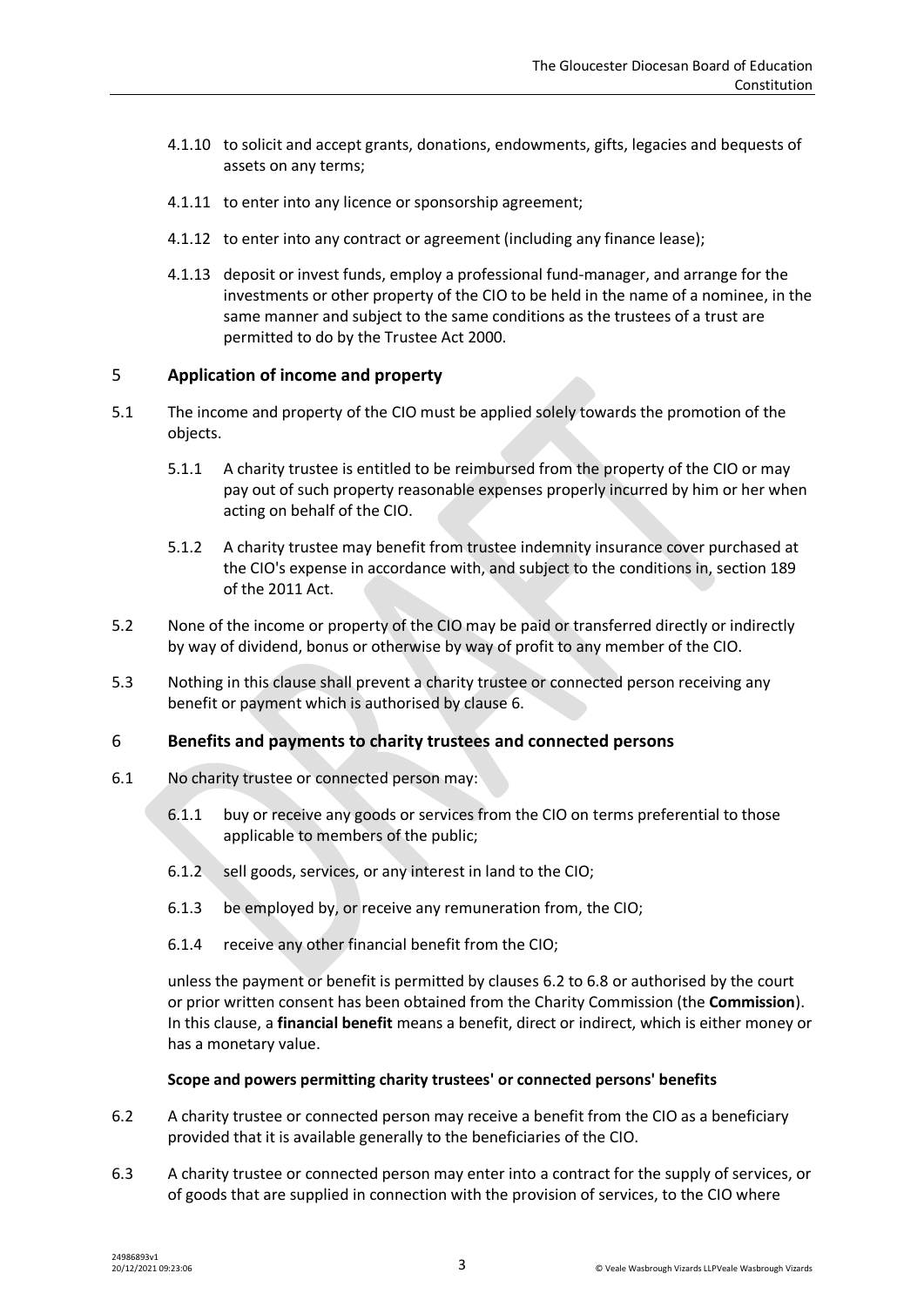4.1.10 to solicit and accept grants, donations, endowments, gifts, legacies and bequests of assets on any terms;

4.1.11 to enter into any licence or sponsorship agreement;

4.1.12 to enter into any contract or agreement (including any finance lease);

4.1.13 deposit or invest funds, employ a professional fund-manager, and arrange for the investments or other property of the CIO to be held in the name of a nominee, in the same manner and subject to the same conditions as the trustees of a trust are permitted to do by the Trustee Act 2000.

## 5 Application of income and property

5.1 The income and property of the CIO must be applied solely towards the promotion of the objects.

5.1.1 A charity trustee is entitled to be reimbursed from the property of the CIO or may pay out of such property reasonable expenses properly incurred by him or her when acting on behalf of the CIO.

5.1.2 A charity trustee may benefit from trustee indemnity insurance cover purchased at the CIO's expense in accordance with, and subject to the conditions in, section 189 of the 2011 Act.

5.2 None of the income or property of the CIO may be paid or transferred directly or indirectly by way of dividend, bonus or otherwise by way of profit to any member of the CIO.

5.3 Nothing in this clause shall prevent a charity trustee or connected person receiving any benefit or payment which is authorised by clause 6.

## 6 Benefits and payments to charity trustees and connected persons

6.1 No charity trustee or connected person may:

6.1.1 buy or receive any goods or services from the CIO on terms preferential to those applicable to members of the public;

6.1.2 sell goods, services, or any interest in land to the CIO;

6.1.3 be employed by, or receive any remuneration from, the CIO;

6.1.4 receive any other financial benefit from the CIO;

unless the payment or benefit is permitted by clauses 6.2 to 6.8 or authorised by the court or prior written consent has been obtained from the Charity Commission (the **Commission**). In this clause, a **financial benefit** means a benefit, direct or indirect, which is either money or has a monetary value.

**Scope and powers permitting charity trustees' or connected persons' benefits**

6.2 A charity trustee or connected person may receive a benefit from the CIO as a beneficiary provided that it is available generally to the beneficiaries of the CIO.

6.3 A charity trustee or connected person may enter into a contract for the supply of services, or of goods that are supplied in connection with the provision of services, to the CIO where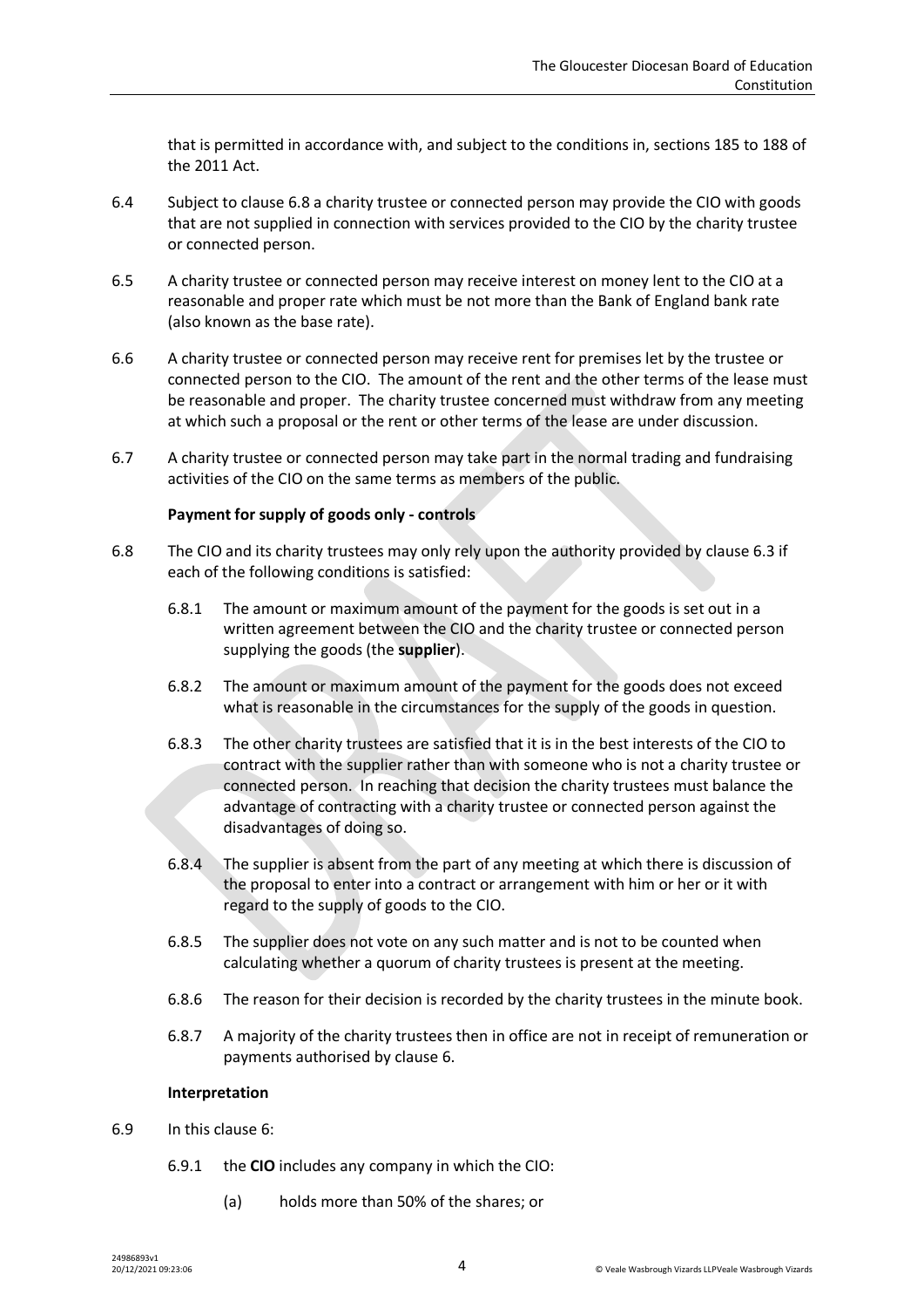that is permitted in accordance with, and subject to the conditions in, sections 185 to 188 of the 2011 Act.

6.4 Subject to clause 6.8 a charity trustee or connected person may provide the CIO with goods that are not supplied in connection with services provided to the CIO by the charity trustee or connected person.

6.5 A charity trustee or connected person may receive interest on money lent to the CIO at a reasonable and proper rate which must be not more than the Bank of England bank rate (also known as the base rate).

6.6 A charity trustee or connected person may receive rent for premises let by the trustee or connected person to the CIO. The amount of the rent and the other terms of the lease must be reasonable and proper. The charity trustee concerned must withdraw from any meeting at which such a proposal or the rent or other terms of the lease are under discussion.

6.7 A charity trustee or connected person may take part in the normal trading and fundraising activities of the CIO on the same terms as members of the public.

**Payment for supply of goods only - controls**

6.8 The CIO and its charity trustees may only rely upon the authority provided by clause 6.3 if each of the following conditions is satisfied:

6.8.1 The amount or maximum amount of the payment for the goods is set out in a written agreement between the CIO and the charity trustee or connected person supplying the goods (the **supplier**).

6.8.2 The amount or maximum amount of the payment for the goods does not exceed what is reasonable in the circumstances for the supply of the goods in question.

6.8.3 The other charity trustees are satisfied that it is in the best interests of the CIO to contract with the supplier rather than with someone who is not a charity trustee or connected person. In reaching that decision the charity trustees must balance the advantage of contracting with a charity trustee or connected person against the disadvantages of doing so.

6.8.4 The supplier is absent from the part of any meeting at which there is discussion of the proposal to enter into a contract or arrangement with him or her or it with regard to the supply of goods to the CIO.

6.8.5 The supplier does not vote on any such matter and is not to be counted when calculating whether a quorum of charity trustees is present at the meeting.

6.8.6 The reason for their decision is recorded by the charity trustees in the minute book.

6.8.7 A majority of the charity trustees then in office are not in receipt of remuneration or payments authorised by clause 6.

**Interpretation**

6.9 In this clause 6:

6.9.1 the **CIO** includes any company in which the CIO:

(a) holds more than 50% of the shares; or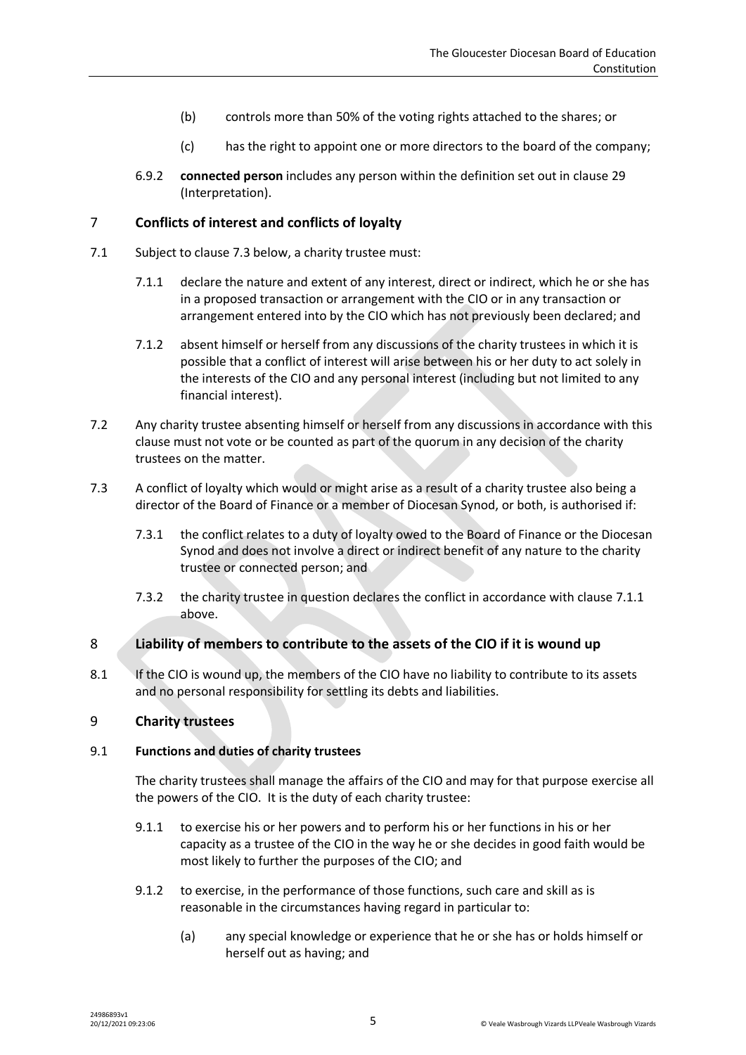(b) controls more than 50% of the voting rights attached to the shares; or

(c) has the right to appoint one or more directors to the board of the company;

6.9.2 **connected person** includes any person within the definition set out in clause 29 (Interpretation).

## 7 Conflicts of interest and conflicts of loyalty

7.1 Subject to clause 7.3 below, a charity trustee must:

7.1.1 declare the nature and extent of any interest, direct or indirect, which he or she has in a proposed transaction or arrangement with the CIO or in any transaction or arrangement entered into by the CIO which has not previously been declared; and

7.1.2 absent himself or herself from any discussions of the charity trustees in which it is possible that a conflict of interest will arise between his or her duty to act solely in the interests of the CIO and any personal interest (including but not limited to any financial interest).

7.2 Any charity trustee absenting himself or herself from any discussions in accordance with this clause must not vote or be counted as part of the quorum in any decision of the charity trustees on the matter.

7.3 A conflict of loyalty which would or might arise as a result of a charity trustee also being a director of the Board of Finance or a member of Diocesan Synod, or both, is authorised if:

7.3.1 the conflict relates to a duty of loyalty owed to the Board of Finance or the Diocesan Synod and does not involve a direct or indirect benefit of any nature to the charity trustee or connected person; and

7.3.2 the charity trustee in question declares the conflict in accordance with clause 7.1.1 above.

## 8 Liability of members to contribute to the assets of the CIO if it is wound up

8.1 If the CIO is wound up, the members of the CIO have no liability to contribute to its assets and no personal responsibility for settling its debts and liabilities.

## 9 Charity trustees

### 9.1 Functions and duties of charity trustees

The charity trustees shall manage the affairs of the CIO and may for that purpose exercise all the powers of the CIO. It is the duty of each charity trustee:

9.1.1 to exercise his or her powers and to perform his or her functions in his or her capacity as a trustee of the CIO in the way he or she decides in good faith would be most likely to further the purposes of the CIO; and

9.1.2 to exercise, in the performance of those functions, such care and skill as is reasonable in the circumstances having regard in particular to:

(a) any special knowledge or experience that he or she has or holds himself or herself out as having; and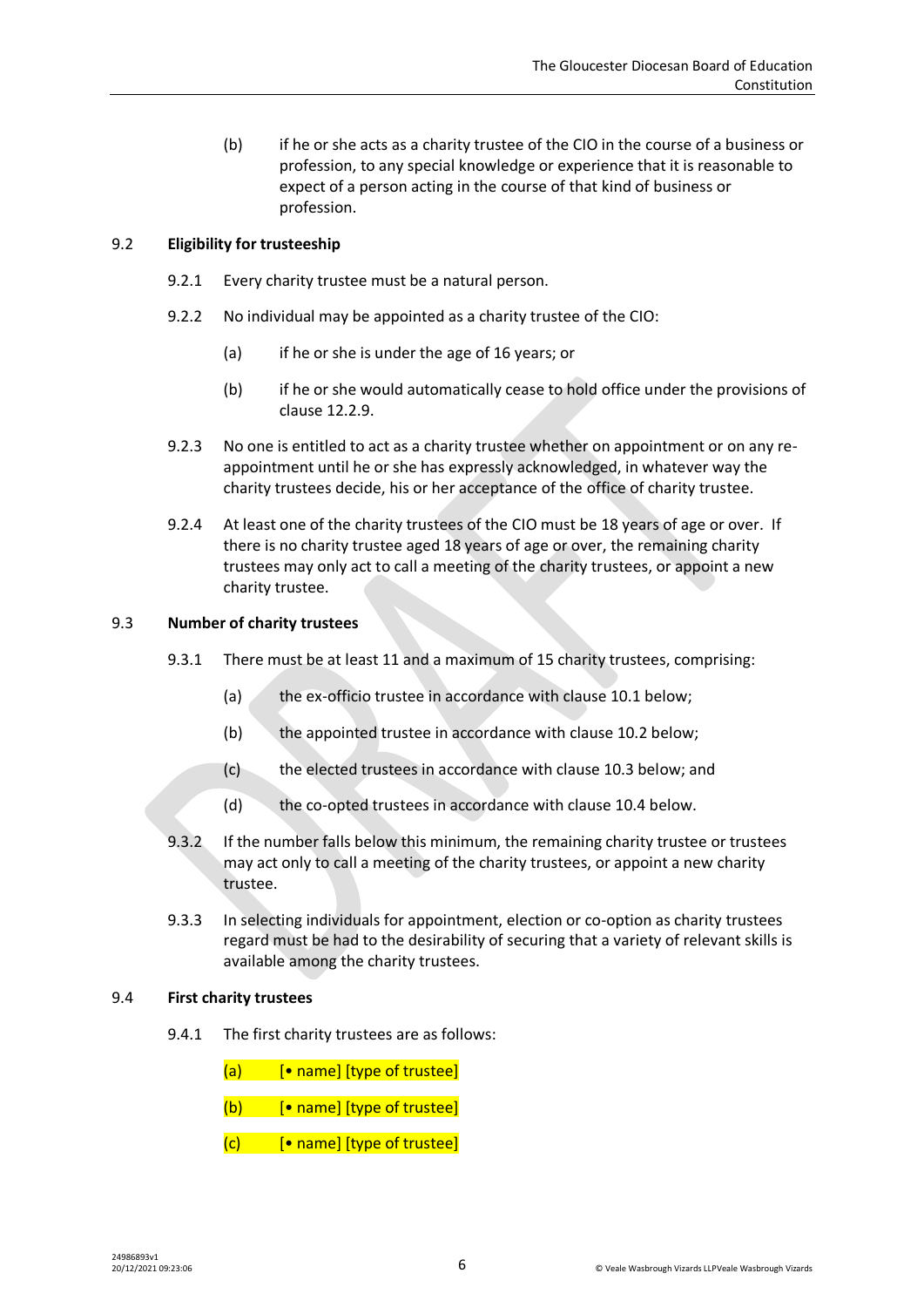(b) if he or she acts as a charity trustee of the CIO in the course of a business or profession, to any special knowledge or experience that it is reasonable to expect of a person acting in the course of that kind of business or profession.

9.2 **Eligibility for trusteeship**

9.2.1 Every charity trustee must be a natural person.

9.2.2 No individual may be appointed as a charity trustee of the CIO:

(a) if he or she is under the age of 16 years; or

(b) if he or she would automatically cease to hold office under the provisions of clause 12.2.9.

9.2.3 No one is entitled to act as a charity trustee whether on appointment or on any re-appointment until he or she has expressly acknowledged, in whatever way the charity trustees decide, his or her acceptance of the office of charity trustee.

9.2.4 At least one of the charity trustees of the CIO must be 18 years of age or over. If there is no charity trustee aged 18 years of age or over, the remaining charity trustees may only act to call a meeting of the charity trustees, or appoint a new charity trustee.

9.3 **Number of charity trustees**

9.3.1 There must be at least 11 and a maximum of 15 charity trustees, comprising:

(a) the ex-officio trustee in accordance with clause 10.1 below;

(b) the appointed trustee in accordance with clause 10.2 below;

(c) the elected trustees in accordance with clause 10.3 below; and

(d) the co-opted trustees in accordance with clause 10.4 below.

9.3.2 If the number falls below this minimum, the remaining charity trustee or trustees may act only to call a meeting of the charity trustees, or appoint a new charity trustee.

9.3.3 In selecting individuals for appointment, election or co-option as charity trustees regard must be had to the desirability of securing that a variety of relevant skills is available among the charity trustees.

9.4 **First charity trustees**

9.4.1 The first charity trustees are as follows:

(a) [• name] [type of trustee]

(b) [• name] [type of trustee]

(c) [• name] [type of trustee]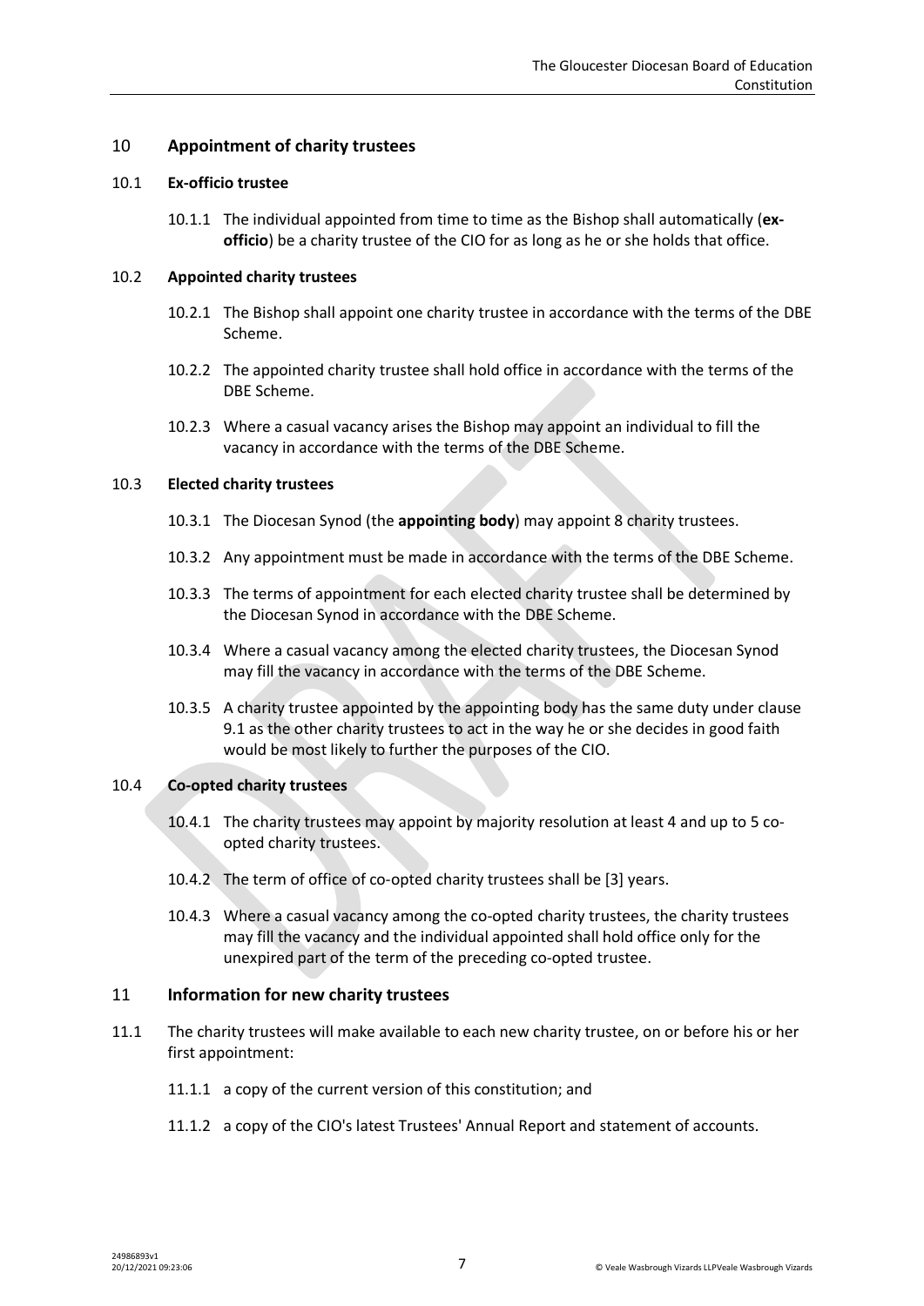## 10 Appointment of charity trustees

### 10.1 Ex-officio trustee

10.1.1 The individual appointed from time to time as the Bishop shall automatically (**ex-officio**) be a charity trustee of the CIO for as long as he or she holds that office.

### 10.2 Appointed charity trustees

10.2.1 The Bishop shall appoint one charity trustee in accordance with the terms of the DBE Scheme.

10.2.2 The appointed charity trustee shall hold office in accordance with the terms of the DBE Scheme.

10.2.3 Where a casual vacancy arises the Bishop may appoint an individual to fill the vacancy in accordance with the terms of the DBE Scheme.

### 10.3 Elected charity trustees

10.3.1 The Diocesan Synod (the **appointing body**) may appoint 8 charity trustees.

10.3.2 Any appointment must be made in accordance with the terms of the DBE Scheme.

10.3.3 The terms of appointment for each elected charity trustee shall be determined by the Diocesan Synod in accordance with the DBE Scheme.

10.3.4 Where a casual vacancy among the elected charity trustees, the Diocesan Synod may fill the vacancy in accordance with the terms of the DBE Scheme.

10.3.5 A charity trustee appointed by the appointing body has the same duty under clause 9.1 as the other charity trustees to act in the way he or she decides in good faith would be most likely to further the purposes of the CIO.

### 10.4 Co-opted charity trustees

10.4.1 The charity trustees may appoint by majority resolution at least 4 and up to 5 co-opted charity trustees.

10.4.2 The term of office of co-opted charity trustees shall be [3] years.

10.4.3 Where a casual vacancy among the co-opted charity trustees, the charity trustees may fill the vacancy and the individual appointed shall hold office only for the unexpired part of the term of the preceding co-opted trustee.

## 11 Information for new charity trustees

11.1 The charity trustees will make available to each new charity trustee, on or before his or her first appointment:

11.1.1 a copy of the current version of this constitution; and

11.1.2 a copy of the CIO's latest Trustees' Annual Report and statement of accounts.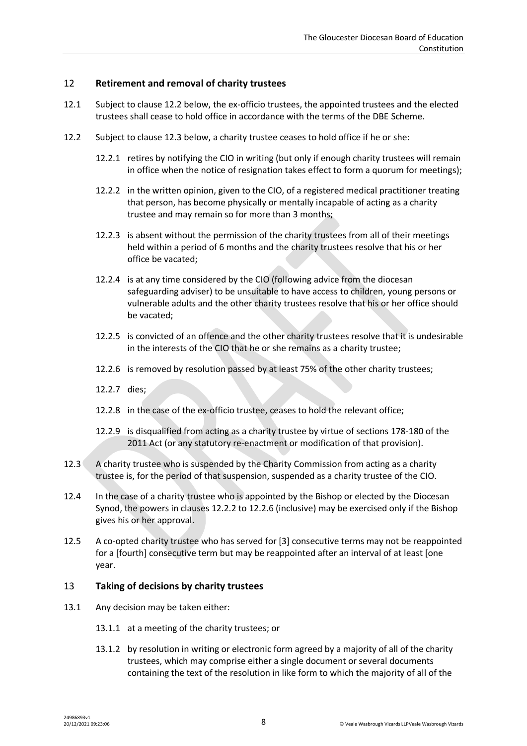## 12 Retirement and removal of charity trustees

12.1 Subject to clause 12.2 below, the ex-officio trustees, the appointed trustees and the elected trustees shall cease to hold office in accordance with the terms of the DBE Scheme.

12.2 Subject to clause 12.3 below, a charity trustee ceases to hold office if he or she:

12.2.1 retires by notifying the CIO in writing (but only if enough charity trustees will remain in office when the notice of resignation takes effect to form a quorum for meetings);

12.2.2 in the written opinion, given to the CIO, of a registered medical practitioner treating that person, has become physically or mentally incapable of acting as a charity trustee and may remain so for more than 3 months;

12.2.3 is absent without the permission of the charity trustees from all of their meetings held within a period of 6 months and the charity trustees resolve that his or her office be vacated;

12.2.4 is at any time considered by the CIO (following advice from the diocesan safeguarding adviser) to be unsuitable to have access to children, young persons or vulnerable adults and the other charity trustees resolve that his or her office should be vacated;

12.2.5 is convicted of an offence and the other charity trustees resolve that it is undesirable in the interests of the CIO that he or she remains as a charity trustee;

12.2.6 is removed by resolution passed by at least 75% of the other charity trustees;

12.2.7 dies;

12.2.8 in the case of the ex-officio trustee, ceases to hold the relevant office;

12.2.9 is disqualified from acting as a charity trustee by virtue of sections 178-180 of the 2011 Act (or any statutory re-enactment or modification of that provision).

12.3 A charity trustee who is suspended by the Charity Commission from acting as a charity trustee is, for the period of that suspension, suspended as a charity trustee of the CIO.

12.4 In the case of a charity trustee who is appointed by the Bishop or elected by the Diocesan Synod, the powers in clauses 12.2.2 to 12.2.6 (inclusive) may be exercised only if the Bishop gives his or her approval.

12.5 A co-opted charity trustee who has served for [3] consecutive terms may not be reappointed for a [fourth] consecutive term but may be reappointed after an interval of at least [one year.

## 13 Taking of decisions by charity trustees

13.1 Any decision may be taken either:

13.1.1 at a meeting of the charity trustees; or

13.1.2 by resolution in writing or electronic form agreed by a majority of all of the charity trustees, which may comprise either a single document or several documents containing the text of the resolution in like form to which the majority of all of the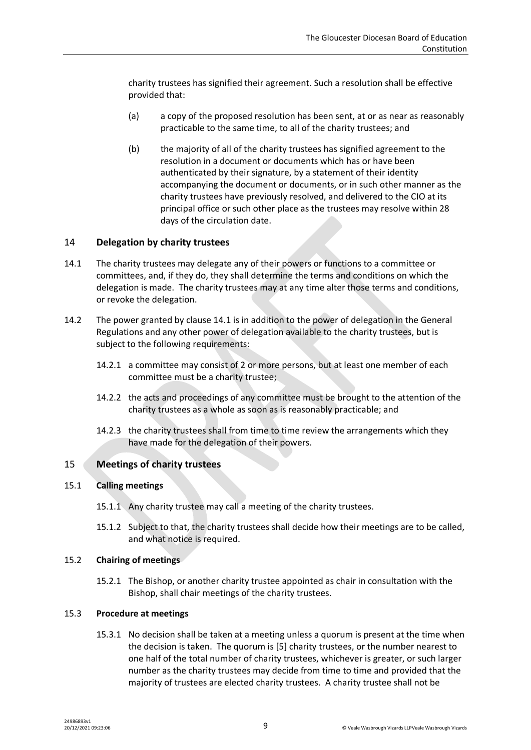charity trustees has signified their agreement. Such a resolution shall be effective provided that:

(a) a copy of the proposed resolution has been sent, at or as near as reasonably practicable to the same time, to all of the charity trustees; and

(b) the majority of all of the charity trustees has signified agreement to the resolution in a document or documents which has or have been authenticated by their signature, by a statement of their identity accompanying the document or documents, or in such other manner as the charity trustees have previously resolved, and delivered to the CIO at its principal office or such other place as the trustees may resolve within 28 days of the circulation date.

## 14 Delegation by charity trustees

14.1 The charity trustees may delegate any of their powers or functions to a committee or committees, and, if they do, they shall determine the terms and conditions on which the delegation is made. The charity trustees may at any time alter those terms and conditions, or revoke the delegation.

14.2 The power granted by clause 14.1 is in addition to the power of delegation in the General Regulations and any other power of delegation available to the charity trustees, but is subject to the following requirements:

14.2.1 a committee may consist of 2 or more persons, but at least one member of each committee must be a charity trustee;

14.2.2 the acts and proceedings of any committee must be brought to the attention of the charity trustees as a whole as soon as is reasonably practicable; and

14.2.3 the charity trustees shall from time to time review the arrangements which they have made for the delegation of their powers.

## 15 Meetings of charity trustees

### 15.1 Calling meetings

15.1.1 Any charity trustee may call a meeting of the charity trustees.

15.1.2 Subject to that, the charity trustees shall decide how their meetings are to be called, and what notice is required.

### 15.2 Chairing of meetings

15.2.1 The Bishop, or another charity trustee appointed as chair in consultation with the Bishop, shall chair meetings of the charity trustees.

### 15.3 Procedure at meetings

15.3.1 No decision shall be taken at a meeting unless a quorum is present at the time when the decision is taken. The quorum is [5] charity trustees, or the number nearest to one half of the total number of charity trustees, whichever is greater, or such larger number as the charity trustees may decide from time to time and provided that the majority of trustees are elected charity trustees. A charity trustee shall not be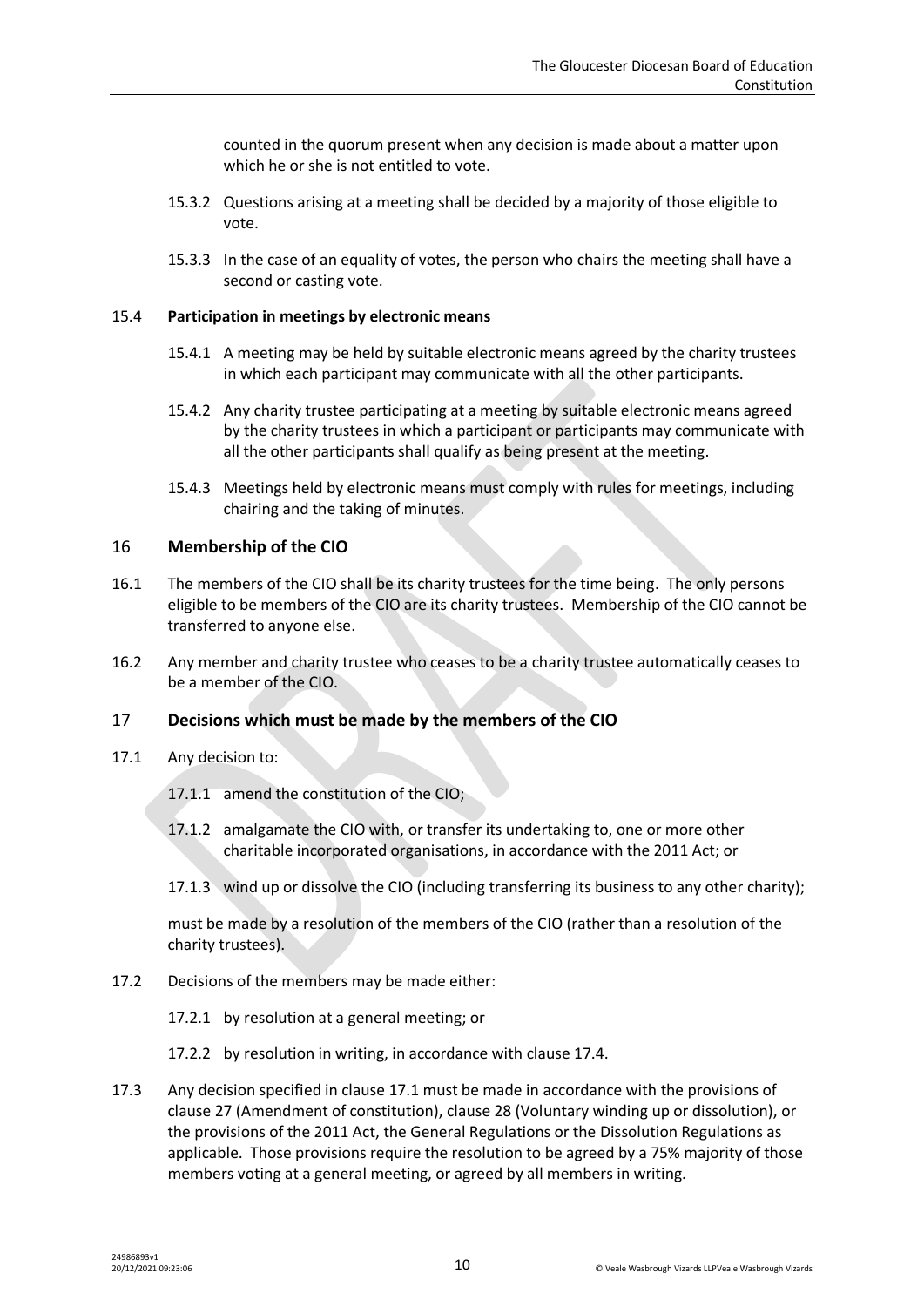counted in the quorum present when any decision is made about a matter upon which he or she is not entitled to vote.

15.3.2 Questions arising at a meeting shall be decided by a majority of those eligible to vote.

15.3.3 In the case of an equality of votes, the person who chairs the meeting shall have a second or casting vote.

15.4 **Participation in meetings by electronic means**

15.4.1 A meeting may be held by suitable electronic means agreed by the charity trustees in which each participant may communicate with all the other participants.

15.4.2 Any charity trustee participating at a meeting by suitable electronic means agreed by the charity trustees in which a participant or participants may communicate with all the other participants shall qualify as being present at the meeting.

15.4.3 Meetings held by electronic means must comply with rules for meetings, including chairing and the taking of minutes.

## 16 Membership of the CIO

16.1 The members of the CIO shall be its charity trustees for the time being. The only persons eligible to be members of the CIO are its charity trustees. Membership of the CIO cannot be transferred to anyone else.

16.2 Any member and charity trustee who ceases to be a charity trustee automatically ceases to be a member of the CIO.

## 17 Decisions which must be made by the members of the CIO

17.1 Any decision to:

17.1.1 amend the constitution of the CIO;

17.1.2 amalgamate the CIO with, or transfer its undertaking to, one or more other charitable incorporated organisations, in accordance with the 2011 Act; or

17.1.3 wind up or dissolve the CIO (including transferring its business to any other charity);

must be made by a resolution of the members of the CIO (rather than a resolution of the charity trustees).

17.2 Decisions of the members may be made either:

17.2.1 by resolution at a general meeting; or

17.2.2 by resolution in writing, in accordance with clause 17.4.

17.3 Any decision specified in clause 17.1 must be made in accordance with the provisions of clause 27 (Amendment of constitution), clause 28 (Voluntary winding up or dissolution), or the provisions of the 2011 Act, the General Regulations or the Dissolution Regulations as applicable. Those provisions require the resolution to be agreed by a 75% majority of those members voting at a general meeting, or agreed by all members in writing.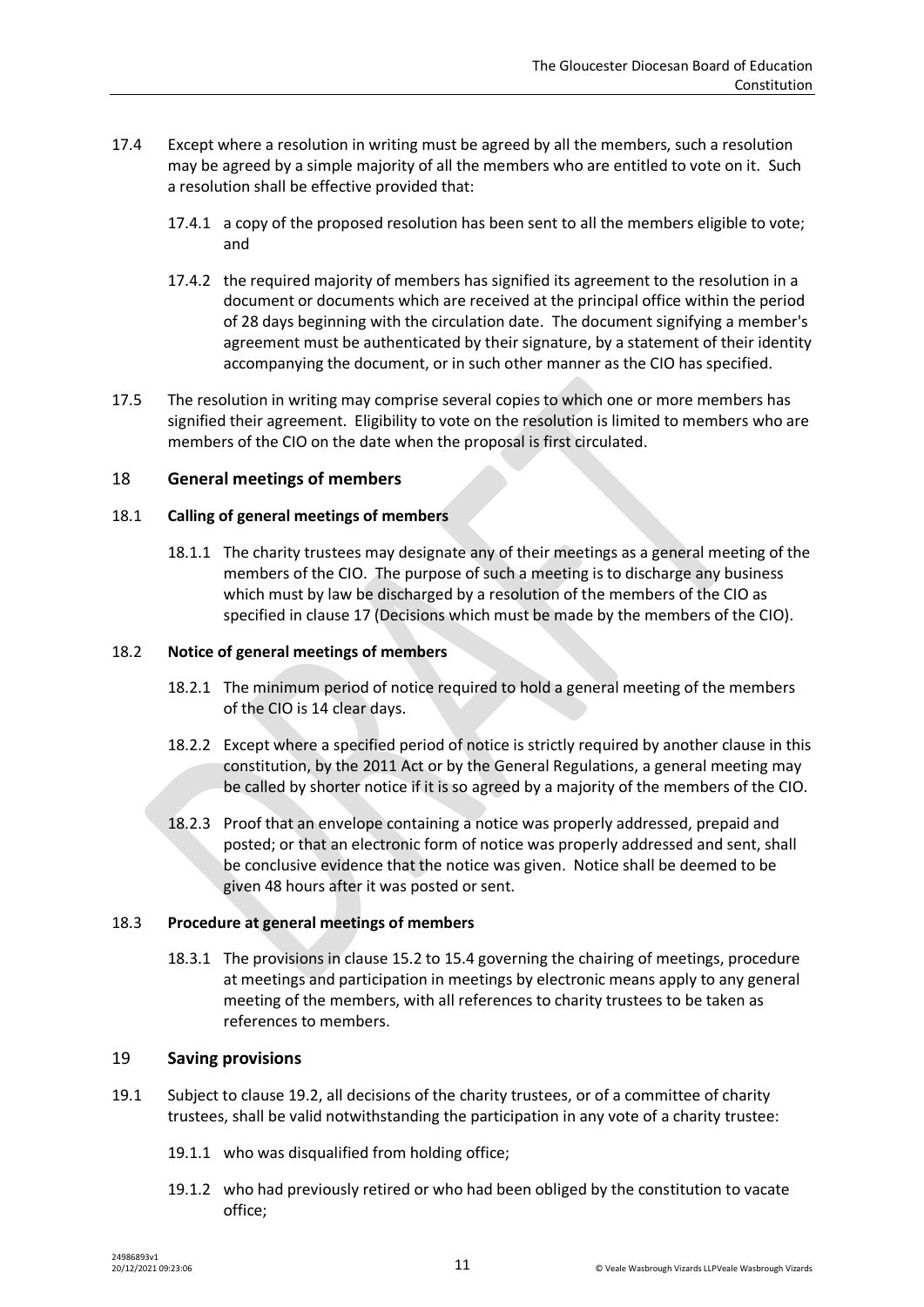17.4 Except where a resolution in writing must be agreed by all the members, such a resolution may be agreed by a simple majority of all the members who are entitled to vote on it. Such a resolution shall be effective provided that:

17.4.1 a copy of the proposed resolution has been sent to all the members eligible to vote; and

17.4.2 the required majority of members has signified its agreement to the resolution in a document or documents which are received at the principal office within the period of 28 days beginning with the circulation date. The document signifying a member's agreement must be authenticated by their signature, by a statement of their identity accompanying the document, or in such other manner as the CIO has specified.

17.5 The resolution in writing may comprise several copies to which one or more members has signified their agreement. Eligibility to vote on the resolution is limited to members who are members of the CIO on the date when the proposal is first circulated.

## 18 General meetings of members

### 18.1 Calling of general meetings of members

18.1.1 The charity trustees may designate any of their meetings as a general meeting of the members of the CIO. The purpose of such a meeting is to discharge any business which must by law be discharged by a resolution of the members of the CIO as specified in clause 17 (Decisions which must be made by the members of the CIO).

### 18.2 Notice of general meetings of members

18.2.1 The minimum period of notice required to hold a general meeting of the members of the CIO is 14 clear days.

18.2.2 Except where a specified period of notice is strictly required by another clause in this constitution, by the 2011 Act or by the General Regulations, a general meeting may be called by shorter notice if it is so agreed by a majority of the members of the CIO.

18.2.3 Proof that an envelope containing a notice was properly addressed, prepaid and posted; or that an electronic form of notice was properly addressed and sent, shall be conclusive evidence that the notice was given. Notice shall be deemed to be given 48 hours after it was posted or sent.

### 18.3 Procedure at general meetings of members

18.3.1 The provisions in clause 15.2 to 15.4 governing the chairing of meetings, procedure at meetings and participation in meetings by electronic means apply to any general meeting of the members, with all references to charity trustees to be taken as references to members.

## 19 Saving provisions

19.1 Subject to clause 19.2, all decisions of the charity trustees, or of a committee of charity trustees, shall be valid notwithstanding the participation in any vote of a charity trustee:

19.1.1 who was disqualified from holding office;

19.1.2 who had previously retired or who had been obliged by the constitution to vacate office;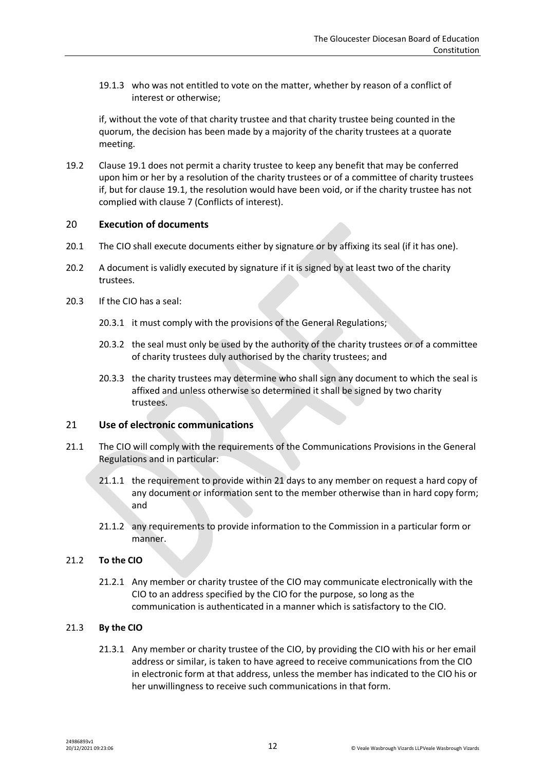19.1.3 who was not entitled to vote on the matter, whether by reason of a conflict of interest or otherwise;

if, without the vote of that charity trustee and that charity trustee being counted in the quorum, the decision has been made by a majority of the charity trustees at a quorate meeting.

19.2 Clause 19.1 does not permit a charity trustee to keep any benefit that may be conferred upon him or her by a resolution of the charity trustees or of a committee of charity trustees if, but for clause 19.1, the resolution would have been void, or if the charity trustee has not complied with clause 7 (Conflicts of interest).

## 20 Execution of documents

20.1 The CIO shall execute documents either by signature or by affixing its seal (if it has one).

20.2 A document is validly executed by signature if it is signed by at least two of the charity trustees.

20.3 If the CIO has a seal:

20.3.1 it must comply with the provisions of the General Regulations;

20.3.2 the seal must only be used by the authority of the charity trustees or of a committee of charity trustees duly authorised by the charity trustees; and

20.3.3 the charity trustees may determine who shall sign any document to which the seal is affixed and unless otherwise so determined it shall be signed by two charity trustees.

## 21 Use of electronic communications

21.1 The CIO will comply with the requirements of the Communications Provisions in the General Regulations and in particular:

21.1.1 the requirement to provide within 21 days to any member on request a hard copy of any document or information sent to the member otherwise than in hard copy form; and

21.1.2 any requirements to provide information to the Commission in a particular form or manner.

### 21.2 To the CIO

21.2.1 Any member or charity trustee of the CIO may communicate electronically with the CIO to an address specified by the CIO for the purpose, so long as the communication is authenticated in a manner which is satisfactory to the CIO.

### 21.3 By the CIO

21.3.1 Any member or charity trustee of the CIO, by providing the CIO with his or her email address or similar, is taken to have agreed to receive communications from the CIO in electronic form at that address, unless the member has indicated to the CIO his or her unwillingness to receive such communications in that form.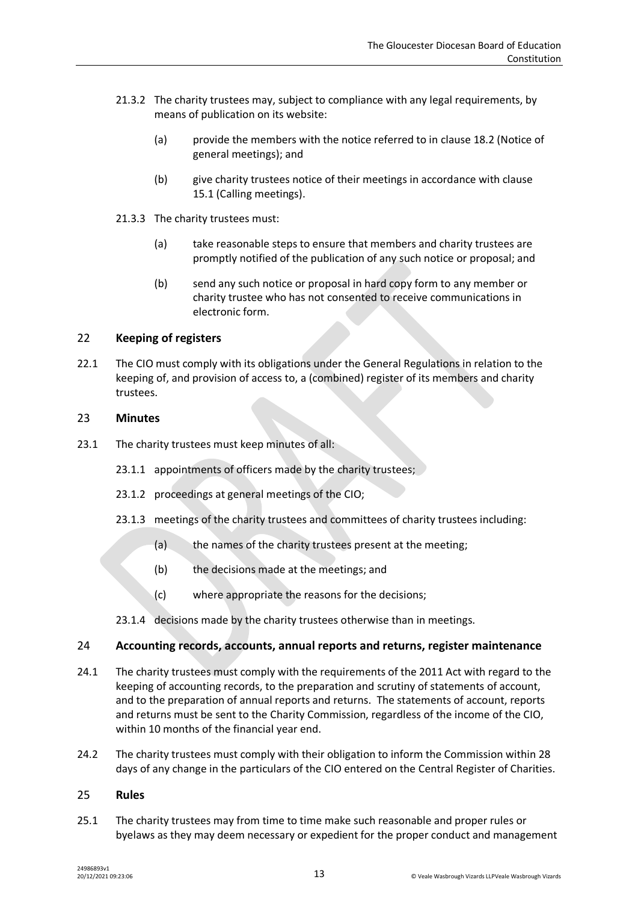21.3.2 The charity trustees may, subject to compliance with any legal requirements, by means of publication on its website:

(a) provide the members with the notice referred to in clause 18.2 (Notice of general meetings); and

(b) give charity trustees notice of their meetings in accordance with clause 15.1 (Calling meetings).

21.3.3 The charity trustees must:

(a) take reasonable steps to ensure that members and charity trustees are promptly notified of the publication of any such notice or proposal; and

(b) send any such notice or proposal in hard copy form to any member or charity trustee who has not consented to receive communications in electronic form.

## 22 Keeping of registers

22.1 The CIO must comply with its obligations under the General Regulations in relation to the keeping of, and provision of access to, a (combined) register of its members and charity trustees.

## 23 Minutes

23.1 The charity trustees must keep minutes of all:

23.1.1 appointments of officers made by the charity trustees;

23.1.2 proceedings at general meetings of the CIO;

23.1.3 meetings of the charity trustees and committees of charity trustees including:

(a) the names of the charity trustees present at the meeting;

(b) the decisions made at the meetings; and

(c) where appropriate the reasons for the decisions;

23.1.4 decisions made by the charity trustees otherwise than in meetings.

## 24 Accounting records, accounts, annual reports and returns, register maintenance

24.1 The charity trustees must comply with the requirements of the 2011 Act with regard to the keeping of accounting records, to the preparation and scrutiny of statements of account, and to the preparation of annual reports and returns. The statements of account, reports and returns must be sent to the Charity Commission, regardless of the income of the CIO, within 10 months of the financial year end.

24.2 The charity trustees must comply with their obligation to inform the Commission within 28 days of any change in the particulars of the CIO entered on the Central Register of Charities.

## 25 Rules

25.1 The charity trustees may from time to time make such reasonable and proper rules or byelaws as they may deem necessary or expedient for the proper conduct and management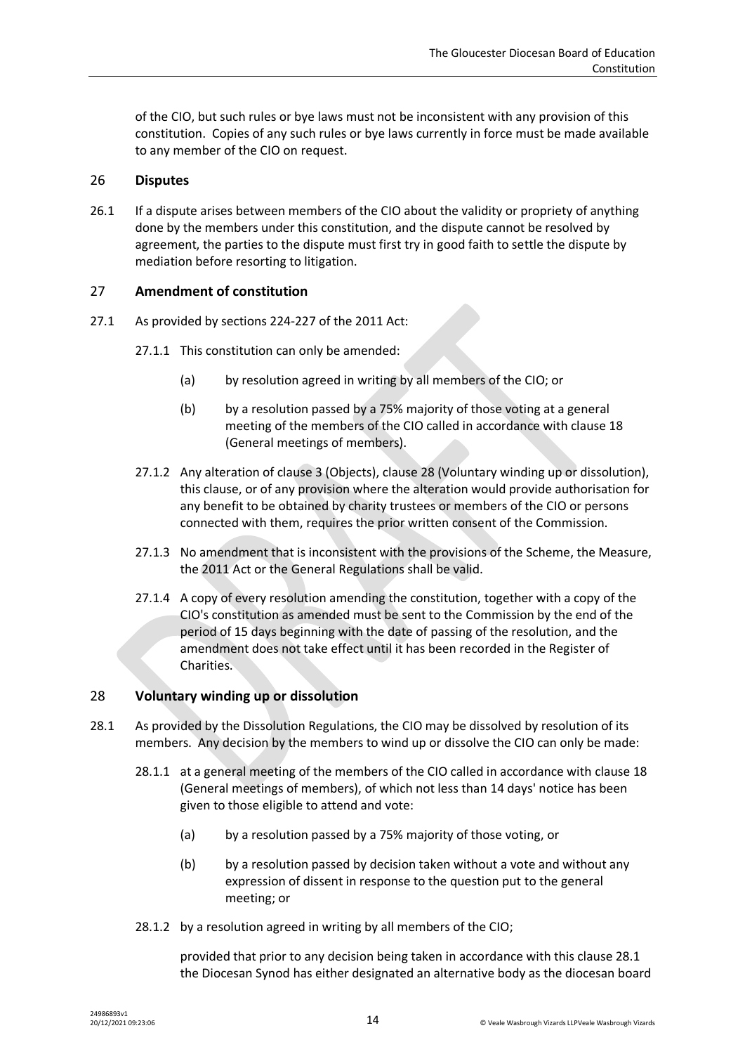of the CIO, but such rules or bye laws must not be inconsistent with any provision of this constitution. Copies of any such rules or bye laws currently in force must be made available to any member of the CIO on request.

## 26 Disputes

26.1 If a dispute arises between members of the CIO about the validity or propriety of anything done by the members under this constitution, and the dispute cannot be resolved by agreement, the parties to the dispute must first try in good faith to settle the dispute by mediation before resorting to litigation.

## 27 Amendment of constitution

27.1 As provided by sections 224-227 of the 2011 Act:

27.1.1 This constitution can only be amended:

(a) by resolution agreed in writing by all members of the CIO; or

(b) by a resolution passed by a 75% majority of those voting at a general meeting of the members of the CIO called in accordance with clause 18 (General meetings of members).

27.1.2 Any alteration of clause 3 (Objects), clause 28 (Voluntary winding up or dissolution), this clause, or of any provision where the alteration would provide authorisation for any benefit to be obtained by charity trustees or members of the CIO or persons connected with them, requires the prior written consent of the Commission.

27.1.3 No amendment that is inconsistent with the provisions of the Scheme, the Measure, the 2011 Act or the General Regulations shall be valid.

27.1.4 A copy of every resolution amending the constitution, together with a copy of the CIO's constitution as amended must be sent to the Commission by the end of the period of 15 days beginning with the date of passing of the resolution, and the amendment does not take effect until it has been recorded in the Register of Charities.

## 28 Voluntary winding up or dissolution

28.1 As provided by the Dissolution Regulations, the CIO may be dissolved by resolution of its members. Any decision by the members to wind up or dissolve the CIO can only be made:

28.1.1 at a general meeting of the members of the CIO called in accordance with clause 18 (General meetings of members), of which not less than 14 days' notice has been given to those eligible to attend and vote:

(a) by a resolution passed by a 75% majority of those voting, or

(b) by a resolution passed by decision taken without a vote and without any expression of dissent in response to the question put to the general meeting; or

28.1.2 by a resolution agreed in writing by all members of the CIO;

provided that prior to any decision being taken in accordance with this clause 28.1 the Diocesan Synod has either designated an alternative body as the diocesan board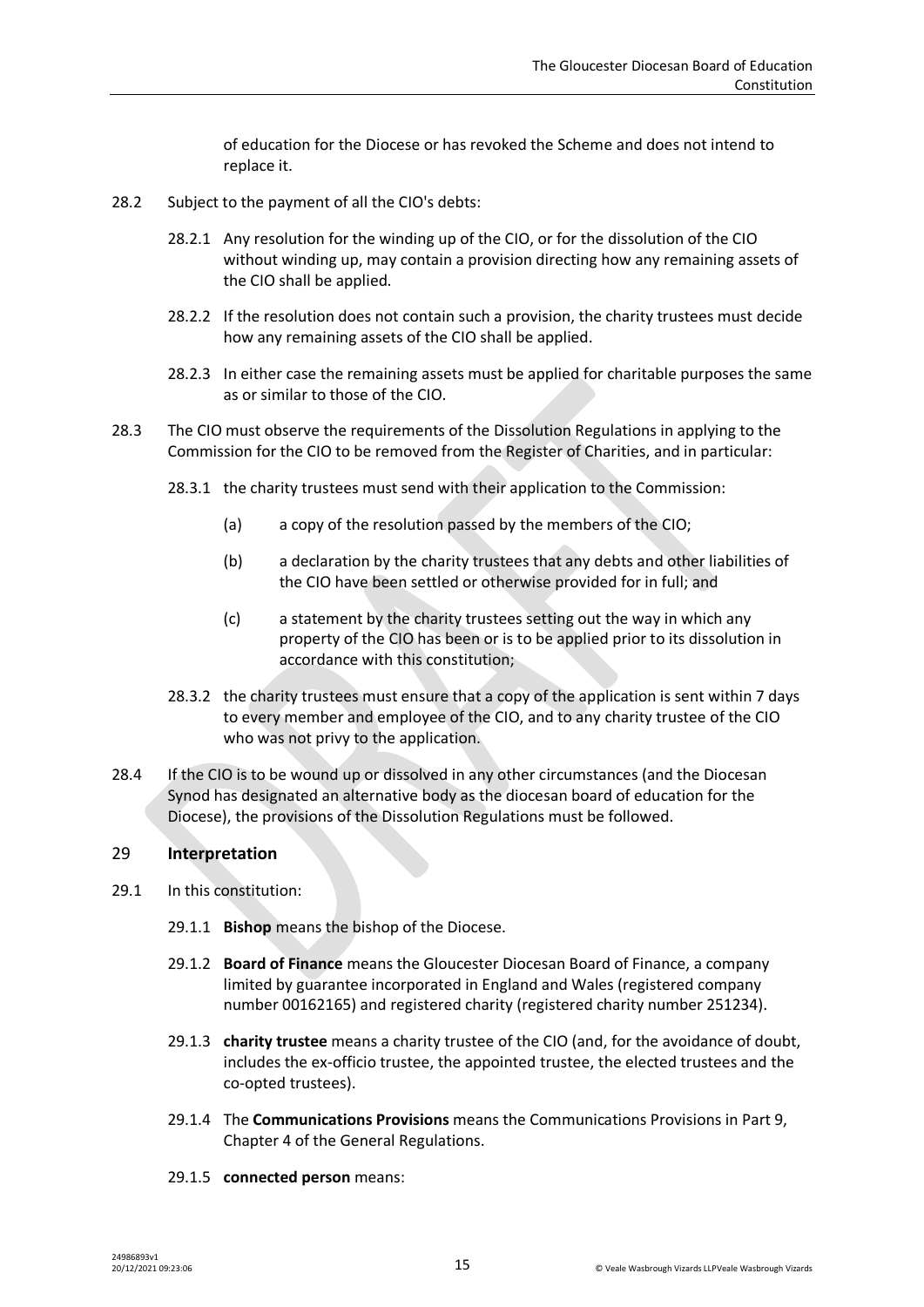of education for the Diocese or has revoked the Scheme and does not intend to replace it.

28.2 Subject to the payment of all the CIO's debts:

28.2.1 Any resolution for the winding up of the CIO, or for the dissolution of the CIO without winding up, may contain a provision directing how any remaining assets of the CIO shall be applied.

28.2.2 If the resolution does not contain such a provision, the charity trustees must decide how any remaining assets of the CIO shall be applied.

28.2.3 In either case the remaining assets must be applied for charitable purposes the same as or similar to those of the CIO.

28.3 The CIO must observe the requirements of the Dissolution Regulations in applying to the Commission for the CIO to be removed from the Register of Charities, and in particular:

28.3.1 the charity trustees must send with their application to the Commission:

(a) a copy of the resolution passed by the members of the CIO;

(b) a declaration by the charity trustees that any debts and other liabilities of the CIO have been settled or otherwise provided for in full; and

(c) a statement by the charity trustees setting out the way in which any property of the CIO has been or is to be applied prior to its dissolution in accordance with this constitution;

28.3.2 the charity trustees must ensure that a copy of the application is sent within 7 days to every member and employee of the CIO, and to any charity trustee of the CIO who was not privy to the application.

28.4 If the CIO is to be wound up or dissolved in any other circumstances (and the Diocesan Synod has designated an alternative body as the diocesan board of education for the Diocese), the provisions of the Dissolution Regulations must be followed.

## 29 Interpretation

29.1 In this constitution:

29.1.1 **Bishop** means the bishop of the Diocese.

29.1.2 **Board of Finance** means the Gloucester Diocesan Board of Finance, a company limited by guarantee incorporated in England and Wales (registered company number 00162165) and registered charity (registered charity number 251234).

29.1.3 **charity trustee** means a charity trustee of the CIO (and, for the avoidance of doubt, includes the ex-officio trustee, the appointed trustee, the elected trustees and the co-opted trustees).

29.1.4 The **Communications Provisions** means the Communications Provisions in Part 9, Chapter 4 of the General Regulations.

29.1.5 **connected person** means: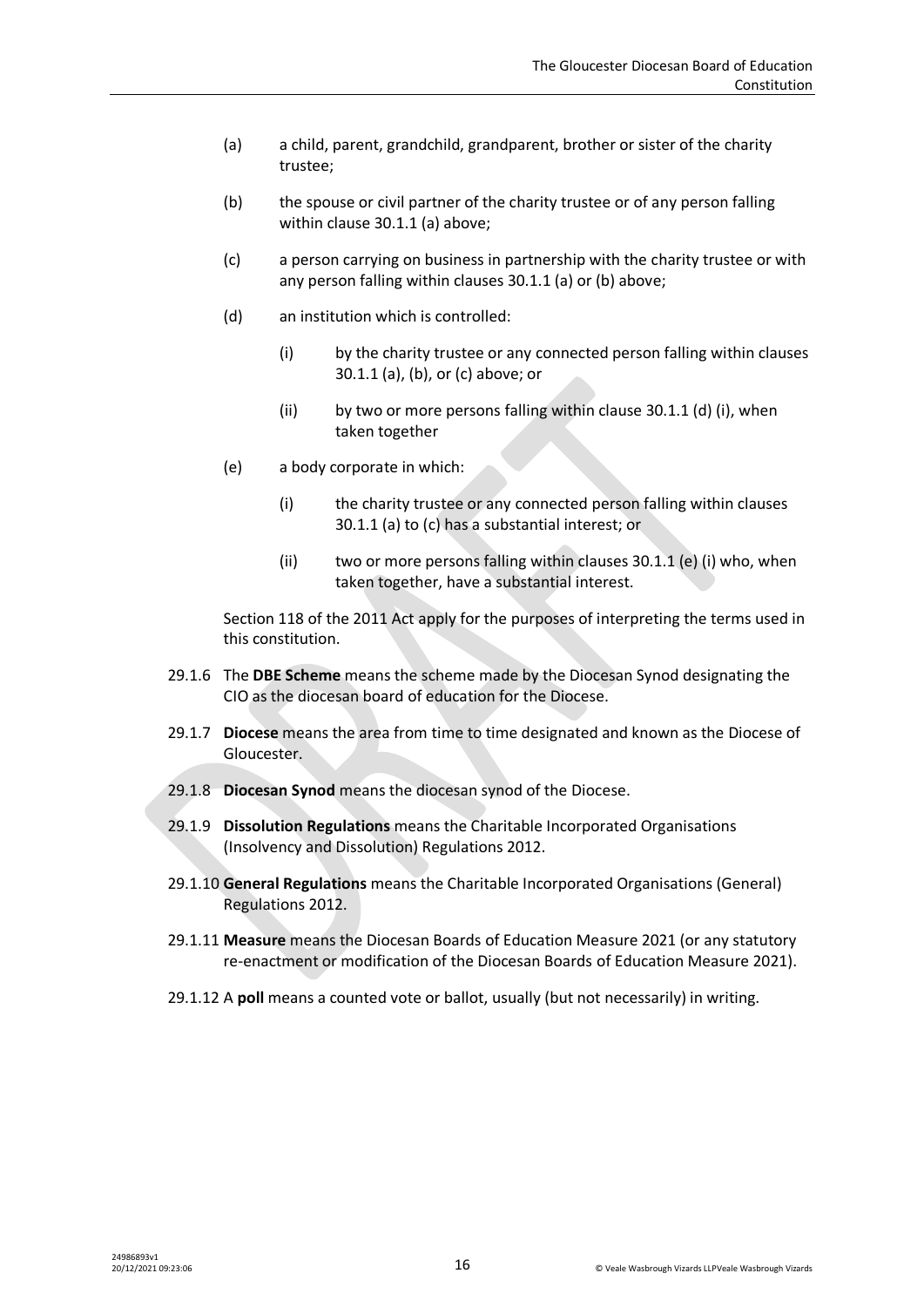(a) a child, parent, grandchild, grandparent, brother or sister of the charity trustee;

(b) the spouse or civil partner of the charity trustee or of any person falling within clause 30.1.1 (a) above;

(c) a person carrying on business in partnership with the charity trustee or with any person falling within clauses 30.1.1 (a) or (b) above;

(d) an institution which is controlled:

   (i) by the charity trustee or any connected person falling within clauses 30.1.1 (a), (b), or (c) above; or

   (ii) by two or more persons falling within clause 30.1.1 (d) (i), when taken together

(e) a body corporate in which:

   (i) the charity trustee or any connected person falling within clauses 30.1.1 (a) to (c) has a substantial interest; or

   (ii) two or more persons falling within clauses 30.1.1 (e) (i) who, when taken together, have a substantial interest.

Section 118 of the 2011 Act apply for the purposes of interpreting the terms used in this constitution.

29.1.6 The **DBE Scheme** means the scheme made by the Diocesan Synod designating the CIO as the diocesan board of education for the Diocese.

29.1.7 **Diocese** means the area from time to time designated and known as the Diocese of Gloucester.

29.1.8 **Diocesan Synod** means the diocesan synod of the Diocese.

29.1.9 **Dissolution Regulations** means the Charitable Incorporated Organisations (Insolvency and Dissolution) Regulations 2012.

29.1.10 **General Regulations** means the Charitable Incorporated Organisations (General) Regulations 2012.

29.1.11 **Measure** means the Diocesan Boards of Education Measure 2021 (or any statutory re-enactment or modification of the Diocesan Boards of Education Measure 2021).

29.1.12 A **poll** means a counted vote or ballot, usually (but not necessarily) in writing.